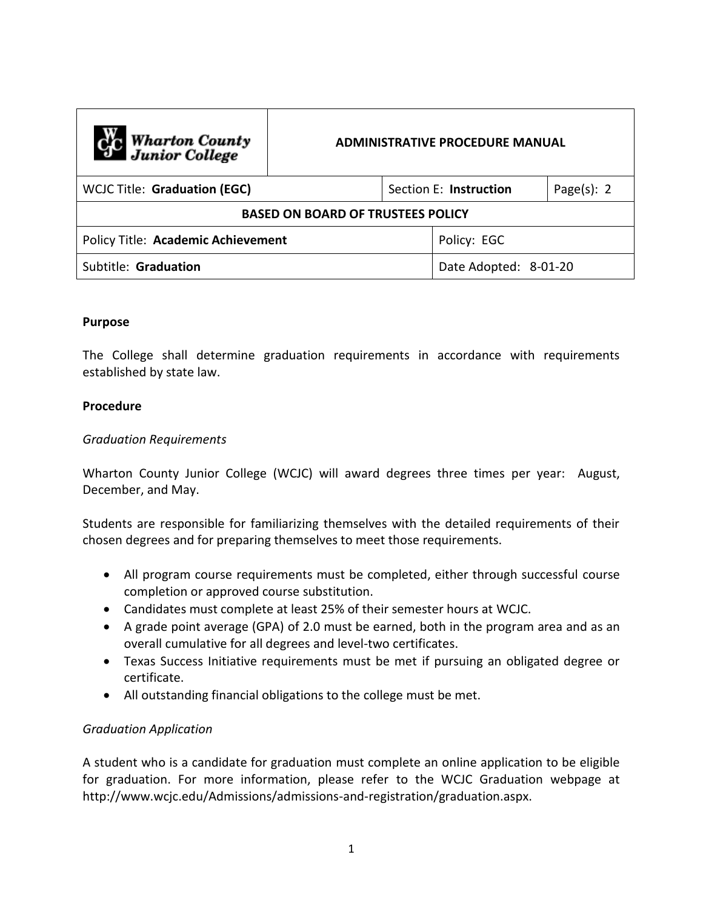| Wharton County Junior College | ADMINISTRATIVE PROCEDURE MANUAL | | |
|---|---|---|---|
| WCJC Title: **Graduation (EGC)** | | Section E: **Instruction** | Page(s): 2 |
| **BASED ON BOARD OF TRUSTEES POLICY** | | | |
| Policy Title: **Academic Achievement** | | Policy: EGC | |
| Subtitle: **Graduation** | | Date Adopted: 8-01-20 | |

**Purpose**

The College shall determine graduation requirements in accordance with requirements established by state law.

**Procedure**

*Graduation Requirements*

Wharton County Junior College (WCJC) will award degrees three times per year: August, December, and May.

Students are responsible for familiarizing themselves with the detailed requirements of their chosen degrees and for preparing themselves to meet those requirements.

- All program course requirements must be completed, either through successful course completion or approved course substitution.
- Candidates must complete at least 25% of their semester hours at WCJC.
- A grade point average (GPA) of 2.0 must be earned, both in the program area and as an overall cumulative for all degrees and level-two certificates.
- Texas Success Initiative requirements must be met if pursuing an obligated degree or certificate.
- All outstanding financial obligations to the college must be met.

*Graduation Application*

A student who is a candidate for graduation must complete an online application to be eligible for graduation. For more information, please refer to the WCJC Graduation webpage at http://www.wcjc.edu/Admissions/admissions-and-registration/graduation.aspx.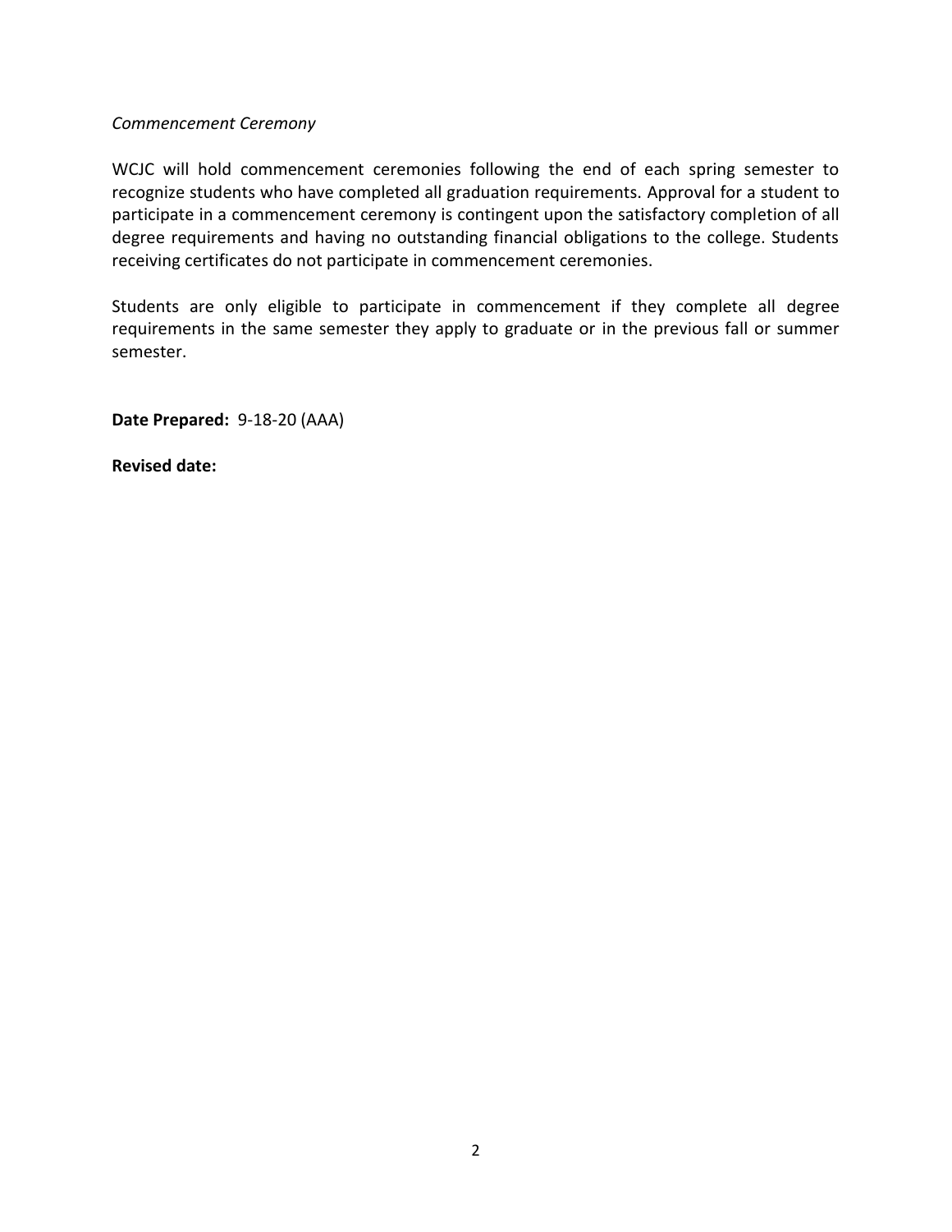*Commencement Ceremony*

WCJC will hold commencement ceremonies following the end of each spring semester to recognize students who have completed all graduation requirements. Approval for a student to participate in a commencement ceremony is contingent upon the satisfactory completion of all degree requirements and having no outstanding financial obligations to the college. Students receiving certificates do not participate in commencement ceremonies.

Students are only eligible to participate in commencement if they complete all degree requirements in the same semester they apply to graduate or in the previous fall or summer semester.

**Date Prepared:** 9-18-20 (AAA)

**Revised date:**